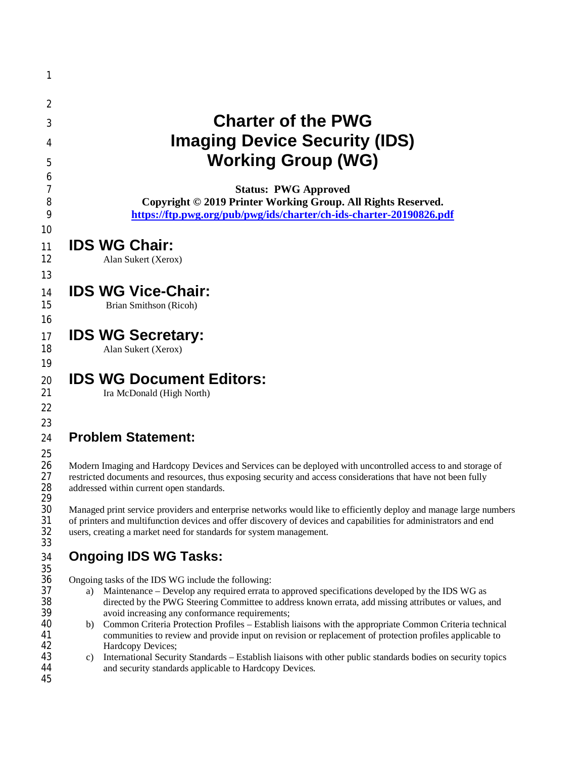# Charter of the PWG Imaging Device Security (IDS) Working Group (WG)

**Status: PWG Approved**
**Copyright © 2019 Printer Working Group. All Rights Reserved.**
**https://ftp.pwg.org/pub/pwg/ids/charter/ch-ids-charter-20190826.pdf**

# IDS WG Chair:

Alan Sukert (Xerox)

# IDS WG Vice-Chair:

Brian Smithson (Ricoh)

# IDS WG Secretary:

Alan Sukert (Xerox)

# IDS WG Document Editors:

Ira McDonald (High North)

## Problem Statement:

Modern Imaging and Hardcopy Devices and Services can be deployed with uncontrolled access to and storage of restricted documents and resources, thus exposing security and access considerations that have not been fully addressed within current open standards.

Managed print service providers and enterprise networks would like to efficiently deploy and manage large numbers of printers and multifunction devices and offer discovery of devices and capabilities for administrators and end users, creating a market need for standards for system management.

## Ongoing IDS WG Tasks:

Ongoing tasks of the IDS WG include the following:

a) Maintenance – Develop any required errata to approved specifications developed by the IDS WG as directed by the PWG Steering Committee to address known errata, add missing attributes or values, and avoid increasing any conformance requirements;
b) Common Criteria Protection Profiles – Establish liaisons with the appropriate Common Criteria technical communities to review and provide input on revision or replacement of protection profiles applicable to Hardcopy Devices;
c) International Security Standards – Establish liaisons with other public standards bodies on security topics and security standards applicable to Hardcopy Devices.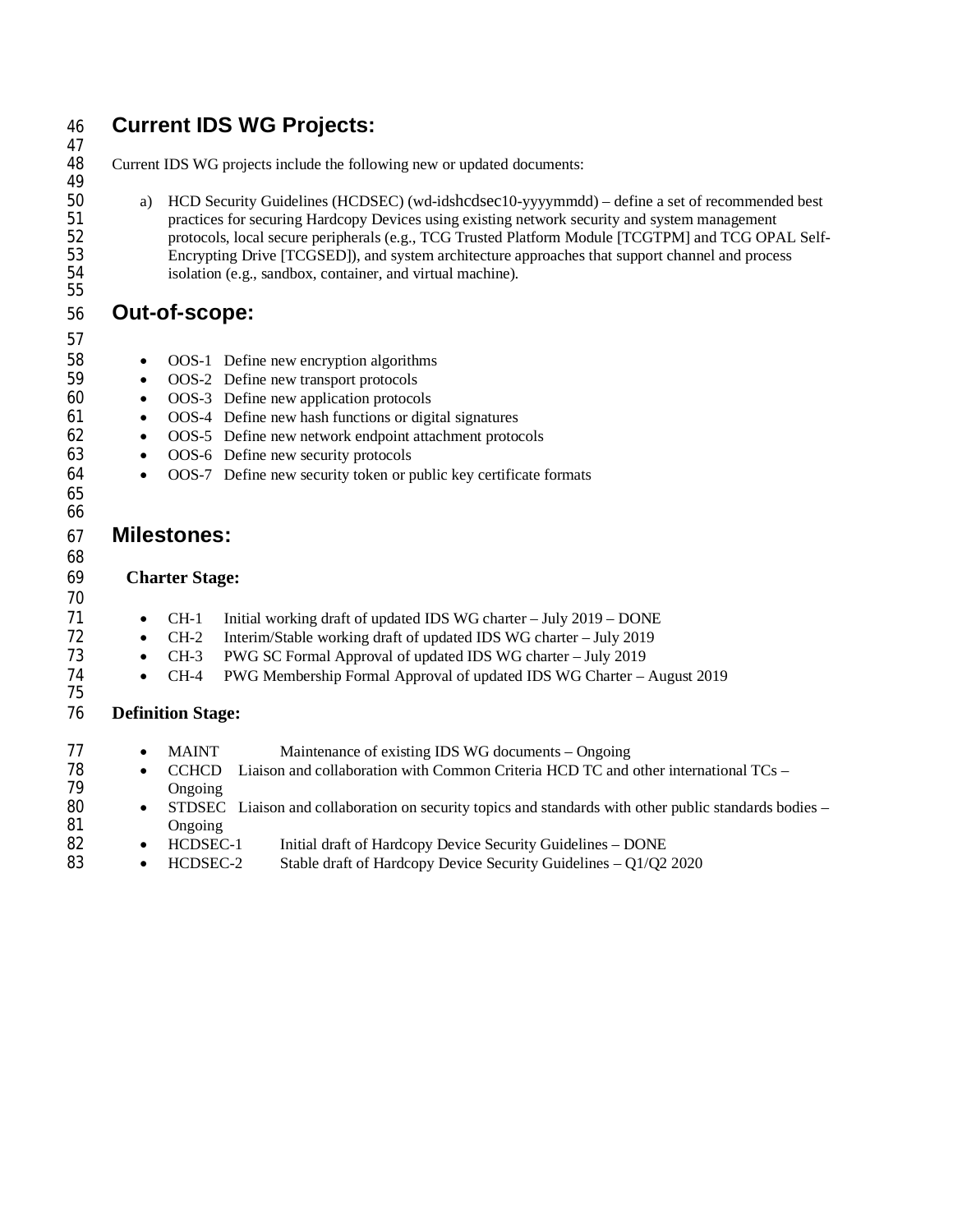## Current IDS WG Projects:

Current IDS WG projects include the following new or updated documents:

a) HCD Security Guidelines (HCDSEC) (wd-idshcdsec10-yyyymmdd) – define a set of recommended best practices for securing Hardcopy Devices using existing network security and system management protocols, local secure peripherals (e.g., TCG Trusted Platform Module [TCGTPM] and TCG OPAL Self-Encrypting Drive [TCGSED]), and system architecture approaches that support channel and process isolation (e.g., sandbox, container, and virtual machine).

## Out-of-scope:

- OOS-1 Define new encryption algorithms
- OOS-2 Define new transport protocols
- OOS-3 Define new application protocols
- OOS-4 Define new hash functions or digital signatures
- OOS-5 Define new network endpoint attachment protocols
- OOS-6 Define new security protocols
- OOS-7 Define new security token or public key certificate formats

## Milestones:

### Charter Stage:

- CH-1 Initial working draft of updated IDS WG charter – July 2019 – DONE
- CH-2 Interim/Stable working draft of updated IDS WG charter – July 2019
- CH-3 PWG SC Formal Approval of updated IDS WG charter – July 2019
- CH-4 PWG Membership Formal Approval of updated IDS WG Charter – August 2019

### Definition Stage:

- MAINT Maintenance of existing IDS WG documents – Ongoing
- CCHCD Liaison and collaboration with Common Criteria HCD TC and other international TCs – Ongoing
- STDSEC Liaison and collaboration on security topics and standards with other public standards bodies – Ongoing
- HCDSEC-1 Initial draft of Hardcopy Device Security Guidelines – DONE
- HCDSEC-2 Stable draft of Hardcopy Device Security Guidelines – Q1/Q2 2020